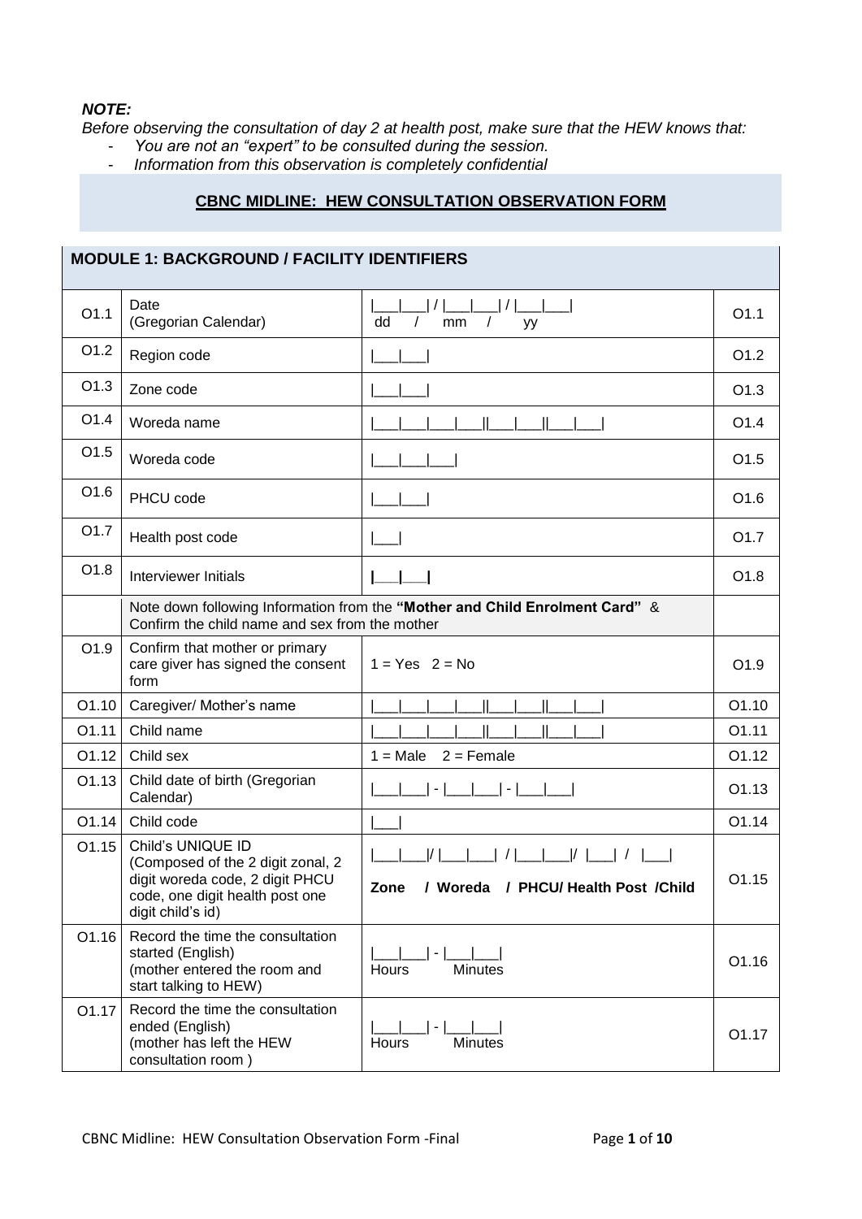***NOTE:***

*Before observing the consultation of day 2 at health post, make sure that the HEW knows that:*

- *You are not an "expert" to be consulted during the session.*
- *Information from this observation is completely confidential*

## CBNC MIDLINE: HEW CONSULTATION OBSERVATION FORM

| MODULE 1: BACKGROUND / FACILITY IDENTIFIERS | | | |
|---|---|---|---|
| O1.1 | Date (Gregorian Calendar) | \|___\|___\| / \|___\|___\| / \|___\|___\|<br>dd / mm / yy | O1.1 |
| O1.2 | Region code | \|___\|___\| | O1.2 |
| O1.3 | Zone code | \|___\|___\| | O1.3 |
| O1.4 | Woreda name | \|___\|___\|___\|___\|\|___\|___\|\|___\|___\| | O1.4 |
| O1.5 | Woreda code | \|___\|___\|___\| | O1.5 |
| O1.6 | PHCU code | \|___\|___\| | O1.6 |
| O1.7 | Health post code | \|___\| | O1.7 |
| O1.8 | Interviewer Initials | **\|___\|___\|** | O1.8 |
| | Note down following Information from the **"Mother and Child Enrolment Card"** & Confirm the child name and sex from the mother | | |
| O1.9 | Confirm that mother or primary care giver has signed the consent form | 1 = Yes 2 = No | O1.9 |
| O1.10 | Caregiver/ Mother's name | \|___\|___\|___\|___\|\|___\|___\|\|___\|___\| | O1.10 |
| O1.11 | Child name | \|___\|___\|___\|___\|\|___\|___\|\|___\|___\| | O1.11 |
| O1.12 | Child sex | 1 = Male 2 = Female | O1.12 |
| O1.13 | Child date of birth (Gregorian Calendar) | \|___\|___\| - \|___\|___\| - \|___\|___\| | O1.13 |
| O1.14 | Child code | \|___\| | O1.14 |
| O1.15 | Child's UNIQUE ID (Composed of the 2 digit zonal, 2 digit woreda code, 2 digit PHCU code, one digit health post one digit child's id) | \|___\|___\|/ \|___\|___\| / \|___\|___\|/ \|___\| / \|___\|<br>**Zone / Woreda / PHCU/ Health Post /Child** | O1.15 |
| O1.16 | Record the time the consultation started (English) (mother entered the room and start talking to HEW) | \|___\|___\| - \|___\|___\|<br>Hours Minutes | O1.16 |
| O1.17 | Record the time the consultation ended (English) (mother has left the HEW consultation room ) | \|___\|___\| - \|___\|___\|<br>Hours Minutes | O1.17 |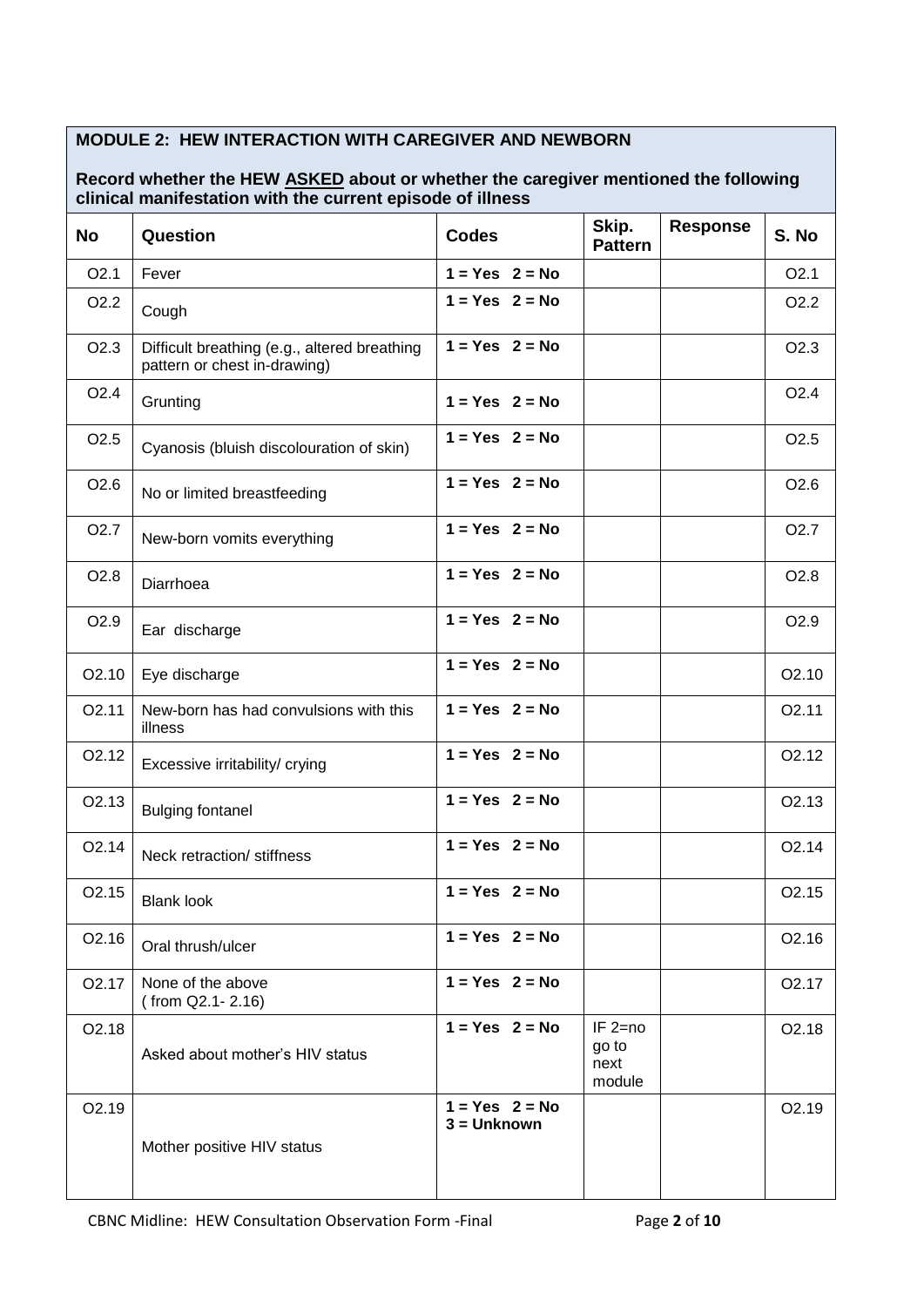## MODULE 2: HEW INTERACTION WITH CAREGIVER AND NEWBORN

**Record whether the HEW ASKED about or whether the caregiver mentioned the following clinical manifestation with the current episode of illness**

| No | Question | Codes | Skip. Pattern | Response | S. No |
|---|---|---|---|---|---|
| O2.1 | Fever | **1 = Yes 2 = No** | | | O2.1 |
| O2.2 | Cough | **1 = Yes 2 = No** | | | O2.2 |
| O2.3 | Difficult breathing (e.g., altered breathing pattern or chest in-drawing) | **1 = Yes 2 = No** | | | O2.3 |
| O2.4 | Grunting | **1 = Yes 2 = No** | | | O2.4 |
| O2.5 | Cyanosis (bluish discolouration of skin) | **1 = Yes 2 = No** | | | O2.5 |
| O2.6 | No or limited breastfeeding | **1 = Yes 2 = No** | | | O2.6 |
| O2.7 | New-born vomits everything | **1 = Yes 2 = No** | | | O2.7 |
| O2.8 | Diarrhoea | **1 = Yes 2 = No** | | | O2.8 |
| O2.9 | Ear discharge | **1 = Yes 2 = No** | | | O2.9 |
| O2.10 | Eye discharge | **1 = Yes 2 = No** | | | O2.10 |
| O2.11 | New-born has had convulsions with this illness | **1 = Yes 2 = No** | | | O2.11 |
| O2.12 | Excessive irritability/ crying | **1 = Yes 2 = No** | | | O2.12 |
| O2.13 | Bulging fontanel | **1 = Yes 2 = No** | | | O2.13 |
| O2.14 | Neck retraction/ stiffness | **1 = Yes 2 = No** | | | O2.14 |
| O2.15 | Blank look | **1 = Yes 2 = No** | | | O2.15 |
| O2.16 | Oral thrush/ulcer | **1 = Yes 2 = No** | | | O2.16 |
| O2.17 | None of the above ( from Q2.1- 2.16) | **1 = Yes 2 = No** | | | O2.17 |
| O2.18 | Asked about mother's HIV status | **1 = Yes 2 = No** | IF 2=no go to next module | | O2.18 |
| O2.19 | Mother positive HIV status | **1 = Yes 2 = No 3 = Unknown** | | | O2.19 |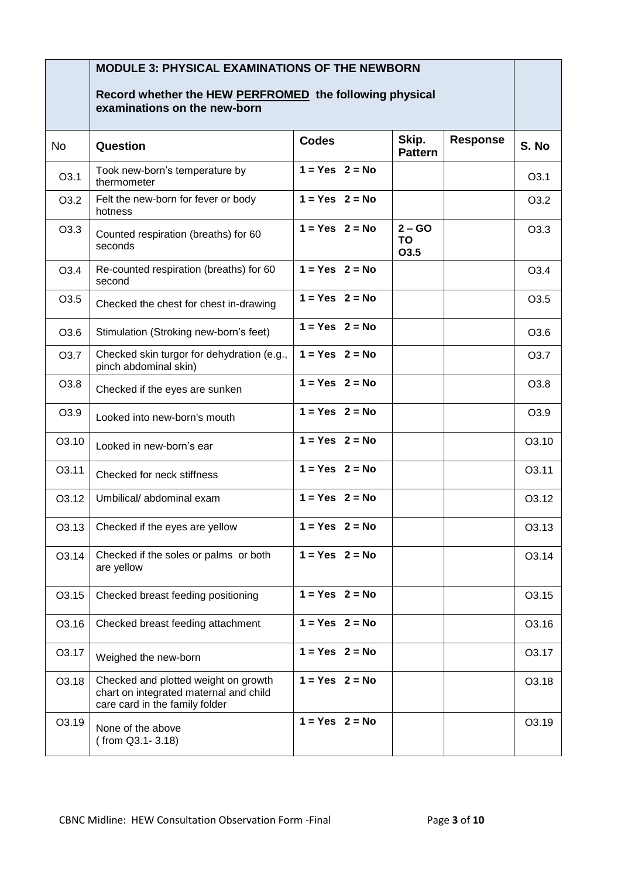| | **MODULE 3: PHYSICAL EXAMINATIONS OF THE NEWBORN**<br><br>**Record whether the HEW PERFROMED the following physical examinations on the new-born** | | | | |
|---|---|---|---|---|---|
| No | **Question** | **Codes** | **Skip. Pattern** | **Response** | **S. No** |
| O3.1 | Took new-born's temperature by thermometer | **1 = Yes 2 = No** | | | O3.1 |
| O3.2 | Felt the new-born for fever or body hotness | **1 = Yes 2 = No** | | | O3.2 |
| O3.3 | Counted respiration (breaths) for 60 seconds | **1 = Yes 2 = No** | **2 – GO TO O3.5** | | O3.3 |
| O3.4 | Re-counted respiration (breaths) for 60 second | **1 = Yes 2 = No** | | | O3.4 |
| O3.5 | Checked the chest for chest in-drawing | **1 = Yes 2 = No** | | | O3.5 |
| O3.6 | Stimulation (Stroking new-born's feet) | **1 = Yes 2 = No** | | | O3.6 |
| O3.7 | Checked skin turgor for dehydration (e.g., pinch abdominal skin) | **1 = Yes 2 = No** | | | O3.7 |
| O3.8 | Checked if the eyes are sunken | **1 = Yes 2 = No** | | | O3.8 |
| O3.9 | Looked into new-born's mouth | **1 = Yes 2 = No** | | | O3.9 |
| O3.10 | Looked in new-born's ear | **1 = Yes 2 = No** | | | O3.10 |
| O3.11 | Checked for neck stiffness | **1 = Yes 2 = No** | | | O3.11 |
| O3.12 | Umbilical/ abdominal exam | **1 = Yes 2 = No** | | | O3.12 |
| O3.13 | Checked if the eyes are yellow | **1 = Yes 2 = No** | | | O3.13 |
| O3.14 | Checked if the soles or palms or both are yellow | **1 = Yes 2 = No** | | | O3.14 |
| O3.15 | Checked breast feeding positioning | **1 = Yes 2 = No** | | | O3.15 |
| O3.16 | Checked breast feeding attachment | **1 = Yes 2 = No** | | | O3.16 |
| O3.17 | Weighed the new-born | **1 = Yes 2 = No** | | | O3.17 |
| O3.18 | Checked and plotted weight on growth chart on integrated maternal and child care card in the family folder | **1 = Yes 2 = No** | | | O3.18 |
| O3.19 | None of the above ( from Q3.1- 3.18) | **1 = Yes 2 = No** | | | O3.19 |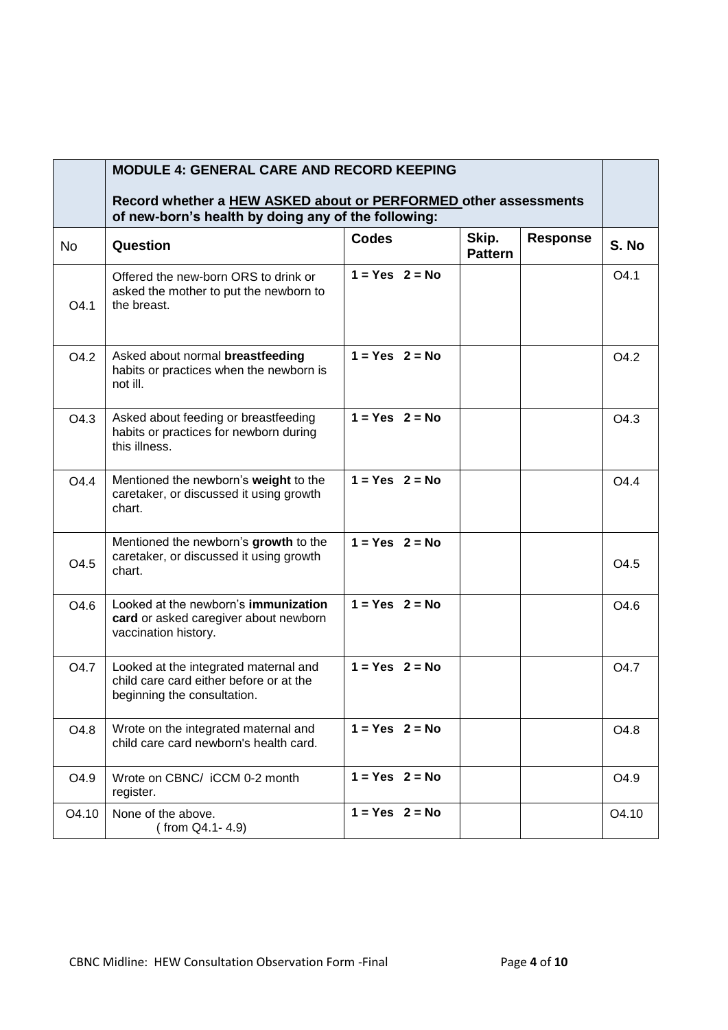| | **MODULE 4: GENERAL CARE AND RECORD KEEPING**<br><br>**Record whether a <u>HEW ASKED about or PERFORMED</u> other assessments of new-born's health by doing any of the following:** | | | | |
|---|---|---|---|---|---|
| No | **Question** | **Codes** | **Skip. Pattern** | **Response** | **S. No** |
| O4.1 | Offered the new-born ORS to drink or asked the mother to put the newborn to the breast. | **1 = Yes 2 = No** | | | O4.1 |
| O4.2 | Asked about normal **breastfeeding** habits or practices when the newborn is not ill. | **1 = Yes 2 = No** | | | O4.2 |
| O4.3 | Asked about feeding or breastfeeding habits or practices for newborn during this illness. | **1 = Yes 2 = No** | | | O4.3 |
| O4.4 | Mentioned the newborn's **weight** to the caretaker, or discussed it using growth chart. | **1 = Yes 2 = No** | | | O4.4 |
| O4.5 | Mentioned the newborn's **growth** to the caretaker, or discussed it using growth chart. | **1 = Yes 2 = No** | | | O4.5 |
| O4.6 | Looked at the newborn's **immunization card** or asked caregiver about newborn vaccination history. | **1 = Yes 2 = No** | | | O4.6 |
| O4.7 | Looked at the integrated maternal and child care card either before or at the beginning the consultation. | **1 = Yes 2 = No** | | | O4.7 |
| O4.8 | Wrote on the integrated maternal and child care card newborn's health card. | **1 = Yes 2 = No** | | | O4.8 |
| O4.9 | Wrote on CBNC/ iCCM 0-2 month register. | **1 = Yes 2 = No** | | | O4.9 |
| O4.10 | None of the above. ( from Q4.1- 4.9) | **1 = Yes 2 = No** | | | O4.10 |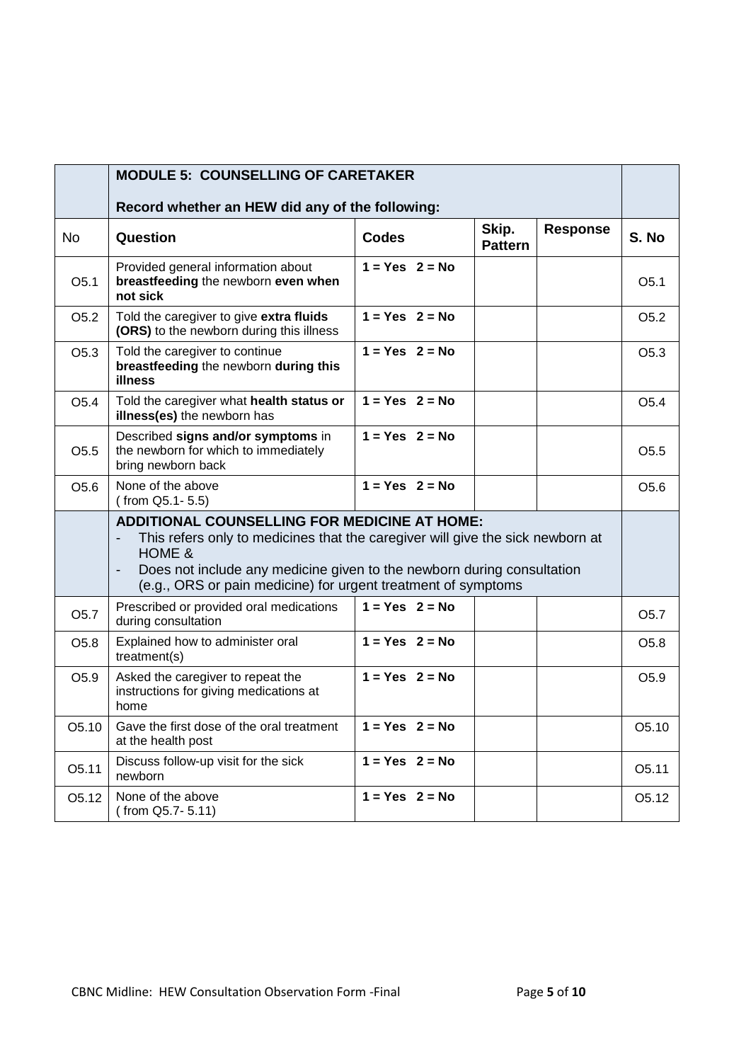| | **MODULE 5: COUNSELLING OF CARETAKER**<br><br>**Record whether an HEW did any of the following:** | | | | |
|---|---|---|---|---|---|
| No | **Question** | **Codes** | **Skip. Pattern** | **Response** | **S. No** |
| O5.1 | Provided general information about **breastfeeding** the newborn **even when not sick** | **1 = Yes 2 = No** | | | O5.1 |
| O5.2 | Told the caregiver to give **extra fluids (ORS)** to the newborn during this illness | **1 = Yes 2 = No** | | | O5.2 |
| O5.3 | Told the caregiver to continue **breastfeeding** the newborn **during this illness** | **1 = Yes 2 = No** | | | O5.3 |
| O5.4 | Told the caregiver what **health status or illness(es)** the newborn has | **1 = Yes 2 = No** | | | O5.4 |
| O5.5 | Described **signs and/or symptoms** in the newborn for which to immediately bring newborn back | **1 = Yes 2 = No** | | | O5.5 |
| O5.6 | None of the above ( from Q5.1- 5.5) | **1 = Yes 2 = No** | | | O5.6 |
| | **ADDITIONAL COUNSELLING FOR MEDICINE AT HOME:**<br>- This refers only to medicines that the caregiver will give the sick newborn at HOME &<br>- Does not include any medicine given to the newborn during consultation (e.g., ORS or pain medicine) for urgent treatment of symptoms | | | | |
| O5.7 | Prescribed or provided oral medications during consultation | **1 = Yes 2 = No** | | | O5.7 |
| O5.8 | Explained how to administer oral treatment(s) | **1 = Yes 2 = No** | | | O5.8 |
| O5.9 | Asked the caregiver to repeat the instructions for giving medications at home | **1 = Yes 2 = No** | | | O5.9 |
| O5.10 | Gave the first dose of the oral treatment at the health post | **1 = Yes 2 = No** | | | O5.10 |
| O5.11 | Discuss follow-up visit for the sick newborn | **1 = Yes 2 = No** | | | O5.11 |
| O5.12 | None of the above ( from Q5.7- 5.11) | **1 = Yes 2 = No** | | | O5.12 |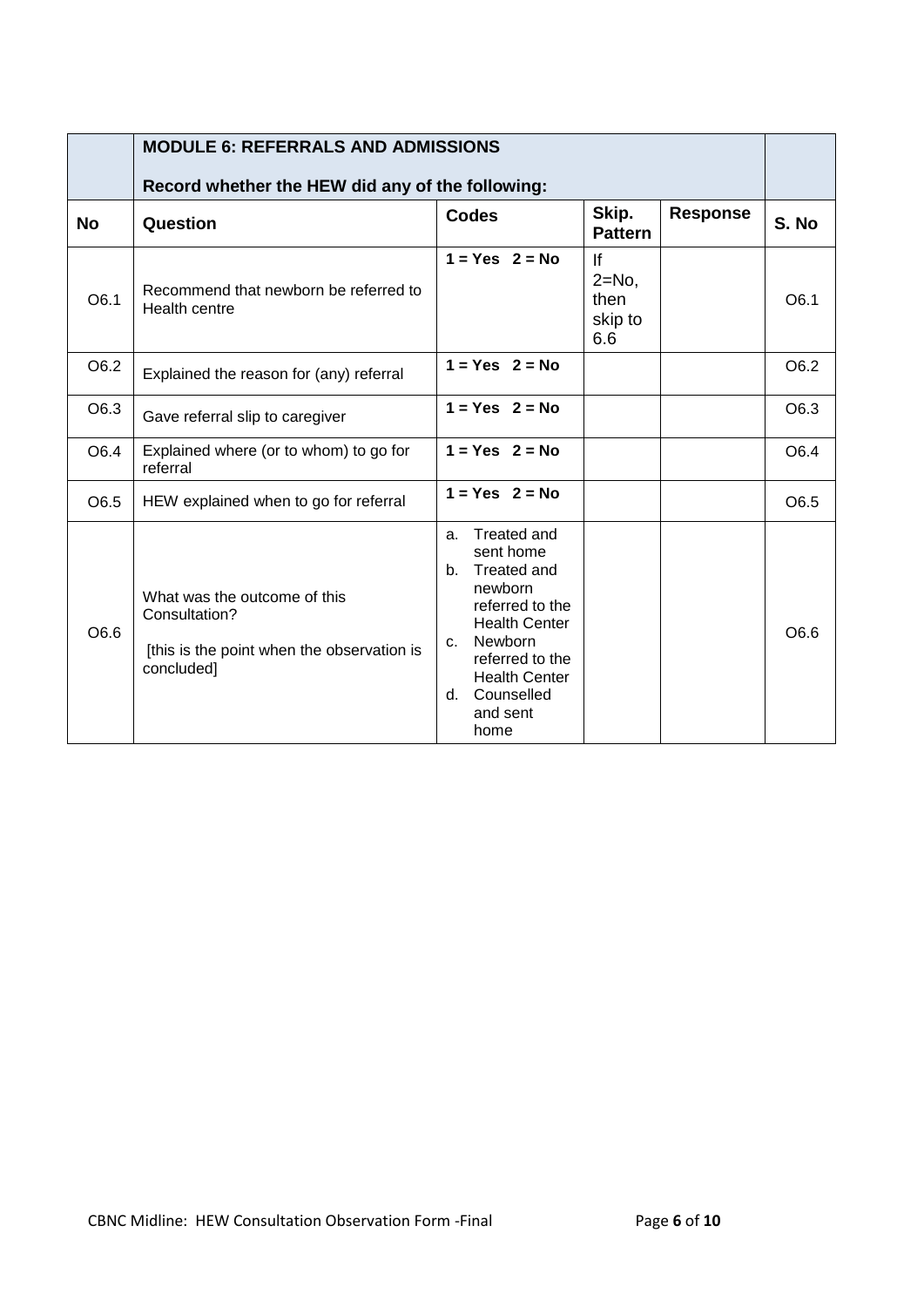| | **MODULE 6: REFERRALS AND ADMISSIONS**<br><br>**Record whether the HEW did any of the following:** | | | | |
|---|---|---|---|---|---|
| **No** | **Question** | **Codes** | **Skip. Pattern** | **Response** | **S. No** |
| O6.1 | Recommend that newborn be referred to Health centre | **1 = Yes 2 = No** | If 2=No, then skip to 6.6 | | O6.1 |
| O6.2 | Explained the reason for (any) referral | **1 = Yes 2 = No** | | | O6.2 |
| O6.3 | Gave referral slip to caregiver | **1 = Yes 2 = No** | | | O6.3 |
| O6.4 | Explained where (or to whom) to go for referral | **1 = Yes 2 = No** | | | O6.4 |
| O6.5 | HEW explained when to go for referral | **1 = Yes 2 = No** | | | O6.5 |
| O6.6 | What was the outcome of this Consultation?<br><br>[this is the point when the observation is concluded] | a. Treated and sent home<br>b. Treated and newborn referred to the Health Center<br>c. Newborn referred to the Health Center<br>d. Counselled and sent home | | | O6.6 |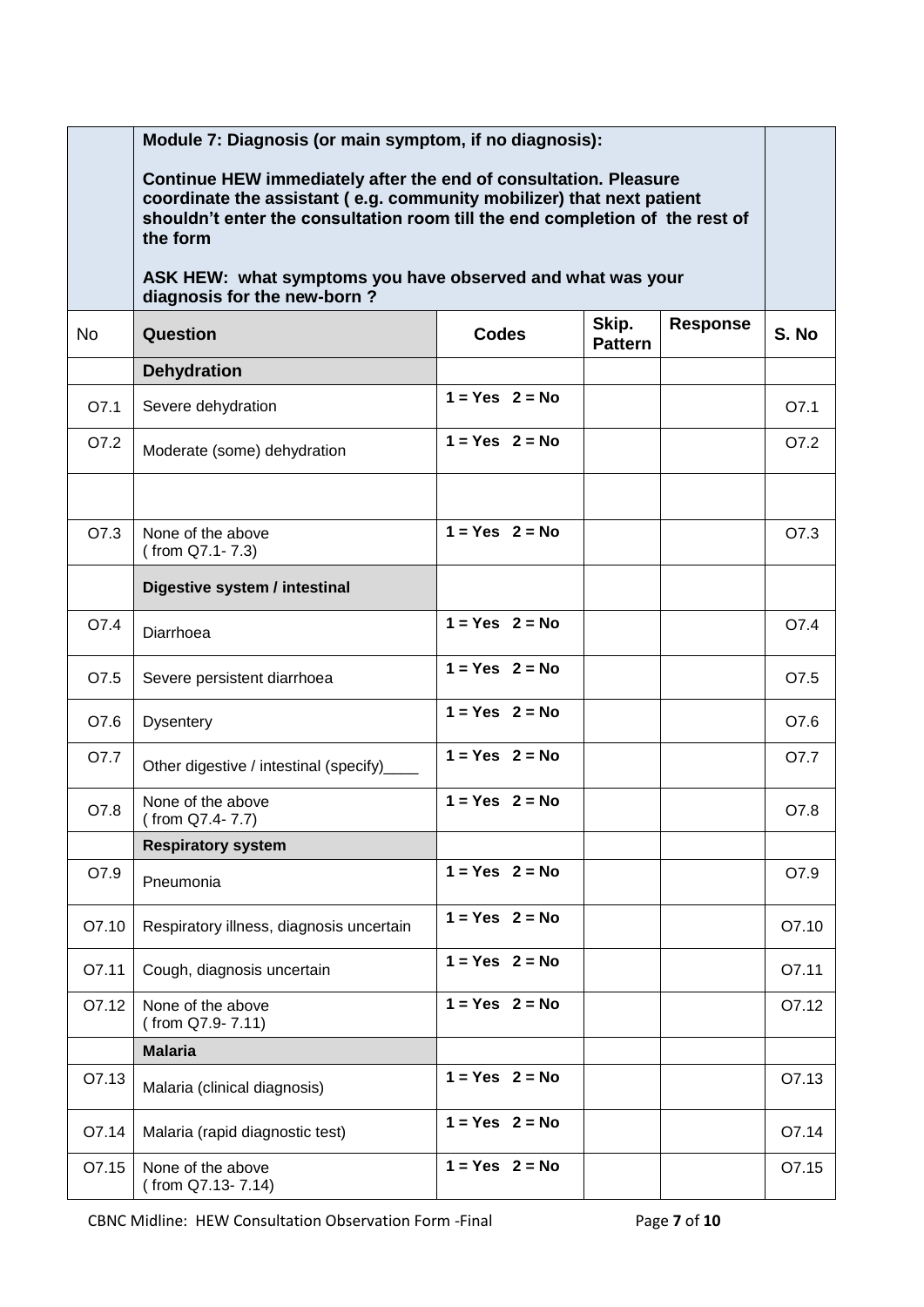| | **Module 7: Diagnosis (or main symptom, if no diagnosis):**<br><br>**Continue HEW immediately after the end of consultation. Pleasure coordinate the assistant ( e.g. community mobilizer) that next patient shouldn't enter the consultation room till the end completion of the rest of the form**<br><br>**ASK HEW: what symptoms you have observed and what was your diagnosis for the new-born ?** | | | | |
|---|---|---|---|---|---|
| No | **Question** | **Codes** | **Skip. Pattern** | **Response** | **S. No** |
| | **Dehydration** | | | | |
| O7.1 | Severe dehydration | **1 = Yes 2 = No** | | | O7.1 |
| O7.2 | Moderate (some) dehydration | **1 = Yes 2 = No** | | | O7.2 |
| | | | | | |
| O7.3 | None of the above ( from Q7.1- 7.3) | **1 = Yes 2 = No** | | | O7.3 |
| | **Digestive system / intestinal** | | | | |
| O7.4 | Diarrhoea | **1 = Yes 2 = No** | | | O7.4 |
| O7.5 | Severe persistent diarrhoea | **1 = Yes 2 = No** | | | O7.5 |
| O7.6 | Dysentery | **1 = Yes 2 = No** | | | O7.6 |
| O7.7 | Other digestive / intestinal (specify)____ | **1 = Yes 2 = No** | | | O7.7 |
| O7.8 | None of the above ( from Q7.4- 7.7) | **1 = Yes 2 = No** | | | O7.8 |
| | **Respiratory system** | | | | |
| O7.9 | Pneumonia | **1 = Yes 2 = No** | | | O7.9 |
| O7.10 | Respiratory illness, diagnosis uncertain | **1 = Yes 2 = No** | | | O7.10 |
| O7.11 | Cough, diagnosis uncertain | **1 = Yes 2 = No** | | | O7.11 |
| O7.12 | None of the above ( from Q7.9- 7.11) | **1 = Yes 2 = No** | | | O7.12 |
| | **Malaria** | | | | |
| O7.13 | Malaria (clinical diagnosis) | **1 = Yes 2 = No** | | | O7.13 |
| O7.14 | Malaria (rapid diagnostic test) | **1 = Yes 2 = No** | | | O7.14 |
| O7.15 | None of the above ( from Q7.13- 7.14) | **1 = Yes 2 = No** | | | O7.15 |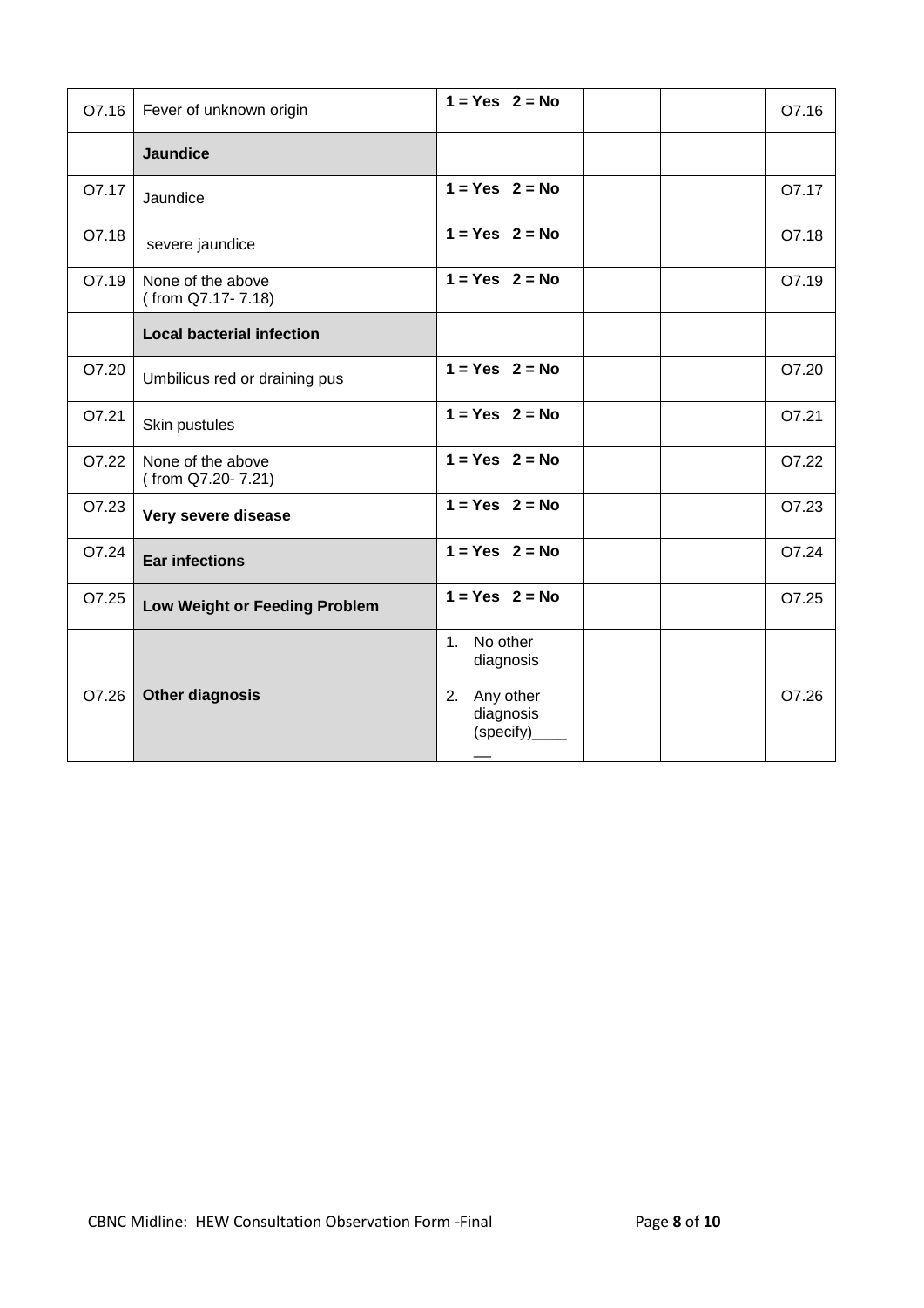| | | | | | |
|---|---|---|---|---|---|
| O7.16 | Fever of unknown origin | **1 = Yes 2 = No** | | | O7.16 |
| | **Jaundice** | | | | |
| O7.17 | Jaundice | **1 = Yes 2 = No** | | | O7.17 |
| O7.18 | severe jaundice | **1 = Yes 2 = No** | | | O7.18 |
| O7.19 | None of the above ( from Q7.17- 7.18) | **1 = Yes 2 = No** | | | O7.19 |
| | **Local bacterial infection** | | | | |
| O7.20 | Umbilicus red or draining pus | **1 = Yes 2 = No** | | | O7.20 |
| O7.21 | Skin pustules | **1 = Yes 2 = No** | | | O7.21 |
| O7.22 | None of the above ( from Q7.20- 7.21) | **1 = Yes 2 = No** | | | O7.22 |
| O7.23 | **Very severe disease** | **1 = Yes 2 = No** | | | O7.23 |
| O7.24 | **Ear infections** | **1 = Yes 2 = No** | | | O7.24 |
| O7.25 | **Low Weight or Feeding Problem** | **1 = Yes 2 = No** | | | O7.25 |
| O7.26 | **Other diagnosis** | 1. No other diagnosis<br>2. Any other diagnosis (specify)______ | | | O7.26 |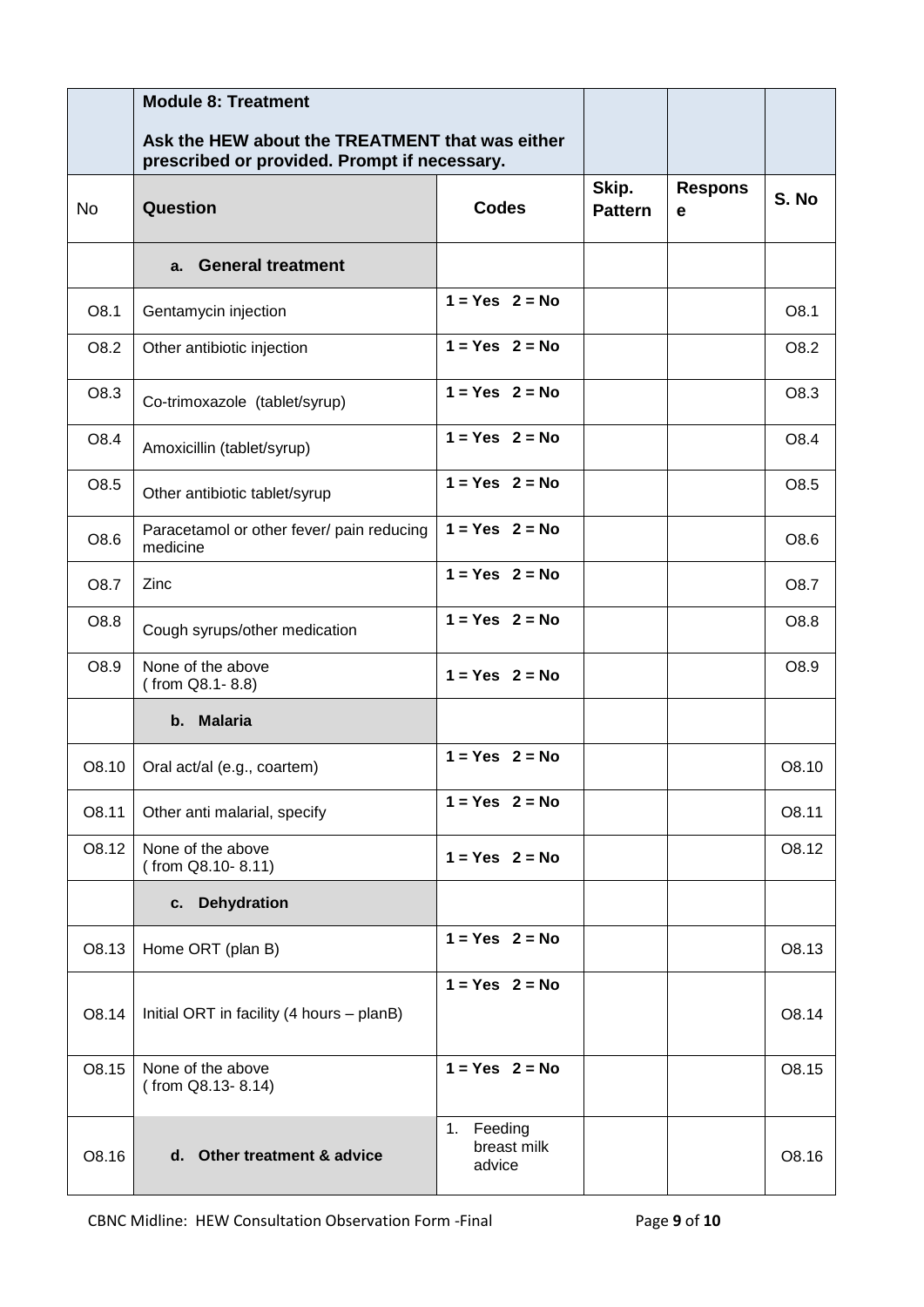| | Module 8: Treatment<br><br>Ask the HEW about the TREATMENT that was either prescribed or provided. Prompt if necessary. | | | | |
|---|---|---|---|---|---|
| No | Question | Codes | Skip. Pattern | Response | S. No |
| | a. General treatment | | | | |
| O8.1 | Gentamycin injection | 1 = Yes 2 = No | | | O8.1 |
| O8.2 | Other antibiotic injection | 1 = Yes 2 = No | | | O8.2 |
| O8.3 | Co-trimoxazole (tablet/syrup) | 1 = Yes 2 = No | | | O8.3 |
| O8.4 | Amoxicillin (tablet/syrup) | 1 = Yes 2 = No | | | O8.4 |
| O8.5 | Other antibiotic tablet/syrup | 1 = Yes 2 = No | | | O8.5 |
| O8.6 | Paracetamol or other fever/ pain reducing medicine | 1 = Yes 2 = No | | | O8.6 |
| O8.7 | Zinc | 1 = Yes 2 = No | | | O8.7 |
| O8.8 | Cough syrups/other medication | 1 = Yes 2 = No | | | O8.8 |
| O8.9 | None of the above ( from Q8.1- 8.8) | 1 = Yes 2 = No | | | O8.9 |
| | b. Malaria | | | | |
| O8.10 | Oral act/al (e.g., coartem) | 1 = Yes 2 = No | | | O8.10 |
| O8.11 | Other anti malarial, specify | 1 = Yes 2 = No | | | O8.11 |
| O8.12 | None of the above ( from Q8.10- 8.11) | 1 = Yes 2 = No | | | O8.12 |
| | c. Dehydration | | | | |
| O8.13 | Home ORT (plan B) | 1 = Yes 2 = No | | | O8.13 |
| O8.14 | Initial ORT in facility (4 hours – planB) | 1 = Yes 2 = No | | | O8.14 |
| O8.15 | None of the above ( from Q8.13- 8.14) | 1 = Yes 2 = No | | | O8.15 |
| O8.16 | d. Other treatment & advice | 1. Feeding breast milk advice | | | O8.16 |

CBNC Midline: HEW Consultation Observation Form -Final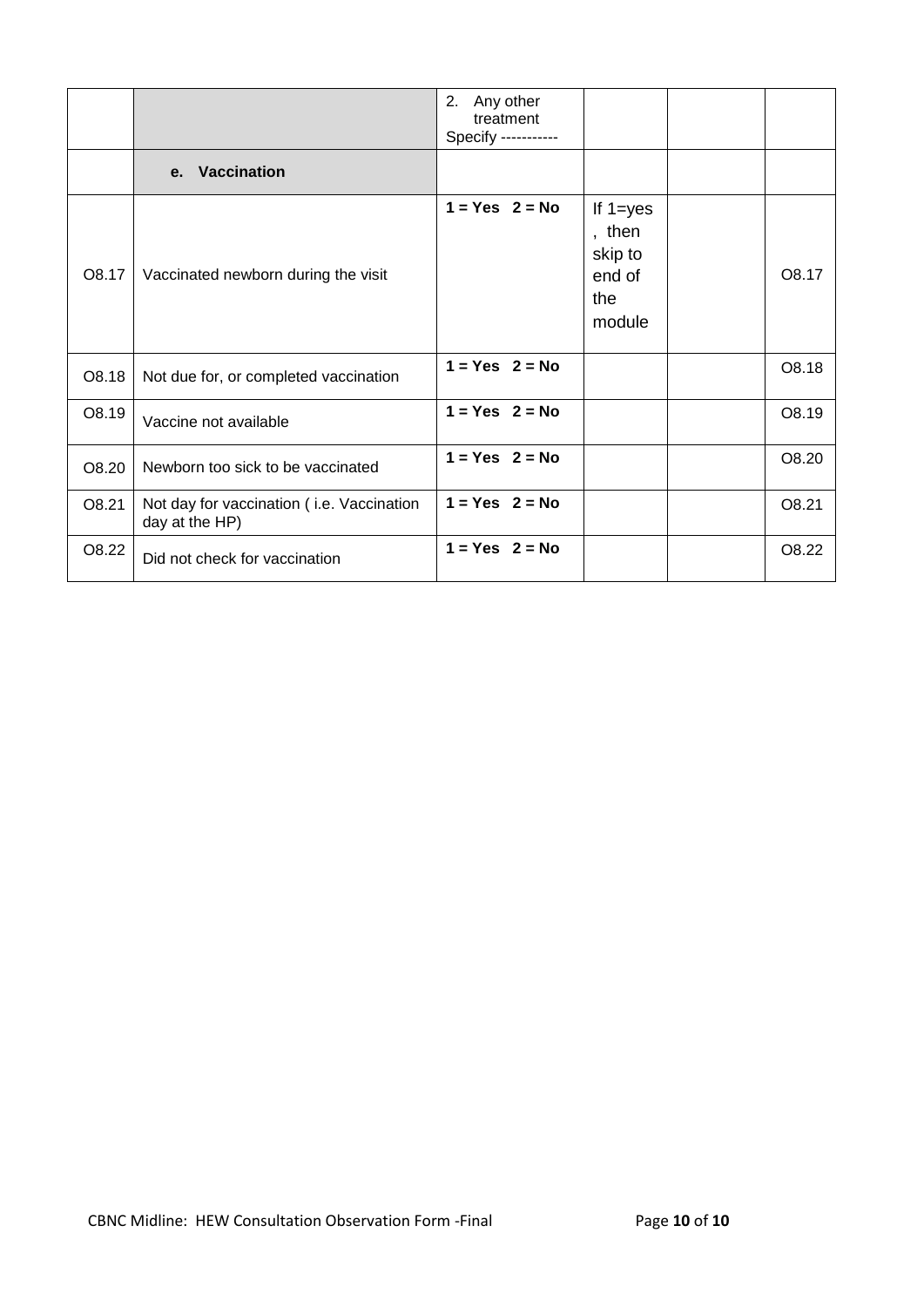| | | | | | |
|---|---|---|---|---|---|
| | | 2. Any other treatment Specify ----------- | | | |
| | **e. Vaccination** | | | | |
| O8.17 | Vaccinated newborn during the visit | **1 = Yes 2 = No** | If 1=yes , then skip to end of the module | | O8.17 |
| O8.18 | Not due for, or completed vaccination | **1 = Yes 2 = No** | | | O8.18 |
| O8.19 | Vaccine not available | **1 = Yes 2 = No** | | | O8.19 |
| O8.20 | Newborn too sick to be vaccinated | **1 = Yes 2 = No** | | | O8.20 |
| O8.21 | Not day for vaccination ( i.e. Vaccination day at the HP) | **1 = Yes 2 = No** | | | O8.21 |
| O8.22 | Did not check for vaccination | **1 = Yes 2 = No** | | | O8.22 |